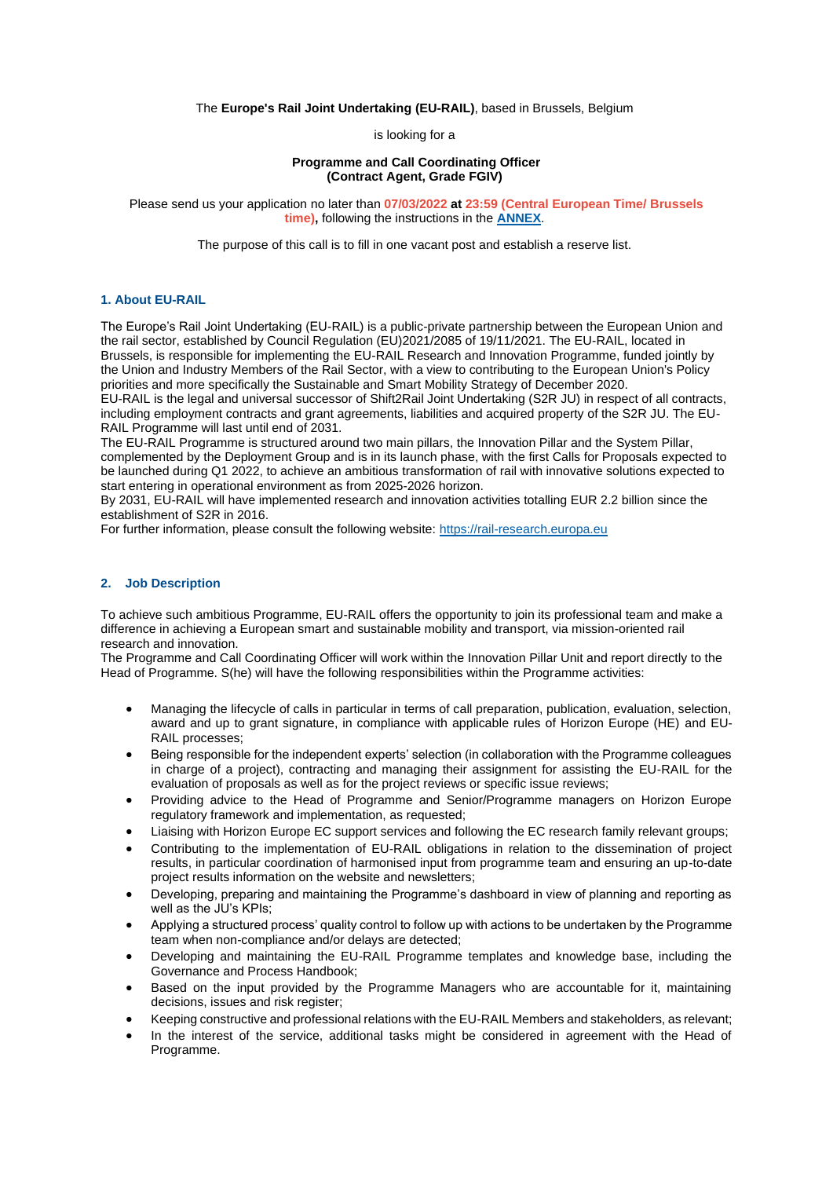The **Europe's Rail Joint Undertaking (EU-RAIL)**, based in Brussels, Belgium

is looking for a

**Programme and Call Coordinating Officer**
**(Contract Agent, Grade FGIV)**

Please send us your application no later than **07/03/2022 at 23:59 (Central European Time/ Brussels time),** following the instructions in the **ANNEX**.

The purpose of this call is to fill in one vacant post and establish a reserve list.

## 1. About EU-RAIL

The Europe's Rail Joint Undertaking (EU-RAIL) is a public-private partnership between the European Union and the rail sector, established by Council Regulation (EU)2021/2085 of 19/11/2021. The EU-RAIL, located in Brussels, is responsible for implementing the EU-RAIL Research and Innovation Programme, funded jointly by the Union and Industry Members of the Rail Sector, with a view to contributing to the European Union's Policy priorities and more specifically the Sustainable and Smart Mobility Strategy of December 2020.
EU-RAIL is the legal and universal successor of Shift2Rail Joint Undertaking (S2R JU) in respect of all contracts, including employment contracts and grant agreements, liabilities and acquired property of the S2R JU. The EU-RAIL Programme will last until end of 2031.
The EU-RAIL Programme is structured around two main pillars, the Innovation Pillar and the System Pillar, complemented by the Deployment Group and is in its launch phase, with the first Calls for Proposals expected to be launched during Q1 2022, to achieve an ambitious transformation of rail with innovative solutions expected to start entering in operational environment as from 2025-2026 horizon.
By 2031, EU-RAIL will have implemented research and innovation activities totalling EUR 2.2 billion since the establishment of S2R in 2016.
For further information, please consult the following website: https://rail-research.europa.eu

## 2. Job Description

To achieve such ambitious Programme, EU-RAIL offers the opportunity to join its professional team and make a difference in achieving a European smart and sustainable mobility and transport, via mission-oriented rail research and innovation.
The Programme and Call Coordinating Officer will work within the Innovation Pillar Unit and report directly to the Head of Programme. S(he) will have the following responsibilities within the Programme activities:

- Managing the lifecycle of calls in particular in terms of call preparation, publication, evaluation, selection, award and up to grant signature, in compliance with applicable rules of Horizon Europe (HE) and EU-RAIL processes;
- Being responsible for the independent experts' selection (in collaboration with the Programme colleagues in charge of a project), contracting and managing their assignment for assisting the EU-RAIL for the evaluation of proposals as well as for the project reviews or specific issue reviews;
- Providing advice to the Head of Programme and Senior/Programme managers on Horizon Europe regulatory framework and implementation, as requested;
- Liaising with Horizon Europe EC support services and following the EC research family relevant groups;
- Contributing to the implementation of EU-RAIL obligations in relation to the dissemination of project results, in particular coordination of harmonised input from programme team and ensuring an up-to-date project results information on the website and newsletters;
- Developing, preparing and maintaining the Programme's dashboard in view of planning and reporting as well as the JU's KPIs;
- Applying a structured process' quality control to follow up with actions to be undertaken by the Programme team when non-compliance and/or delays are detected;
- Developing and maintaining the EU-RAIL Programme templates and knowledge base, including the Governance and Process Handbook;
- Based on the input provided by the Programme Managers who are accountable for it, maintaining decisions, issues and risk register;
- Keeping constructive and professional relations with the EU-RAIL Members and stakeholders, as relevant;
- In the interest of the service, additional tasks might be considered in agreement with the Head of Programme.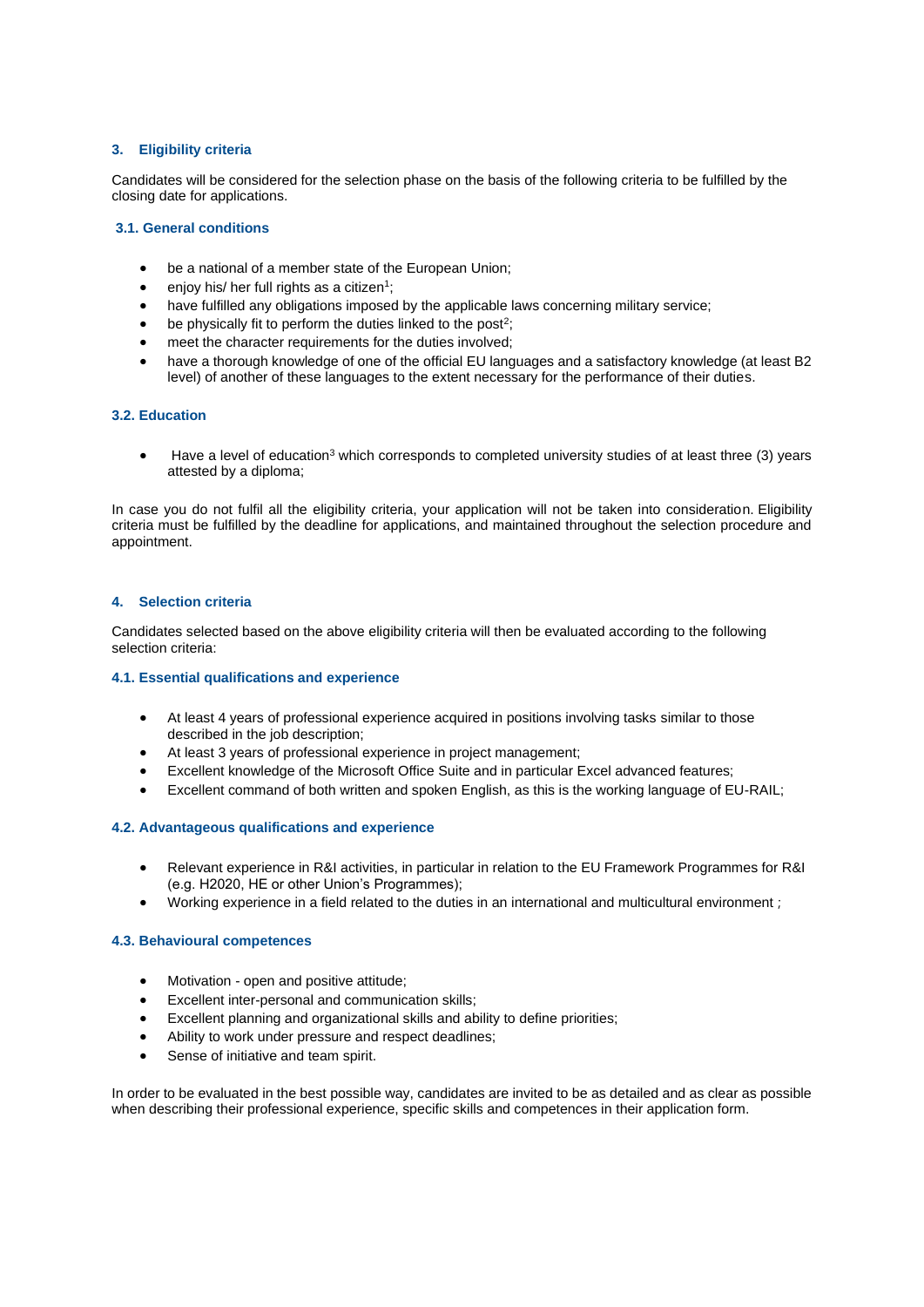## 3. Eligibility criteria

Candidates will be considered for the selection phase on the basis of the following criteria to be fulfilled by the closing date for applications.

### 3.1. General conditions

- be a national of a member state of the European Union;
- enjoy his/ her full rights as a citizen[1];
- have fulfilled any obligations imposed by the applicable laws concerning military service;
- be physically fit to perform the duties linked to the post[2];
- meet the character requirements for the duties involved;
- have a thorough knowledge of one of the official EU languages and a satisfactory knowledge (at least B2 level) of another of these languages to the extent necessary for the performance of their duties.

### 3.2. Education

- Have a level of education[3] which corresponds to completed university studies of at least three (3) years attested by a diploma;

In case you do not fulfil all the eligibility criteria, your application will not be taken into consideration. Eligibility criteria must be fulfilled by the deadline for applications, and maintained throughout the selection procedure and appointment.

## 4. Selection criteria

Candidates selected based on the above eligibility criteria will then be evaluated according to the following selection criteria:

### 4.1. Essential qualifications and experience

- At least 4 years of professional experience acquired in positions involving tasks similar to those described in the job description;
- At least 3 years of professional experience in project management;
- Excellent knowledge of the Microsoft Office Suite and in particular Excel advanced features;
- Excellent command of both written and spoken English, as this is the working language of EU-RAIL;

### 4.2. Advantageous qualifications and experience

- Relevant experience in R&I activities, in particular in relation to the EU Framework Programmes for R&I (e.g. H2020, HE or other Union's Programmes);
- Working experience in a field related to the duties in an international and multicultural environment ;

### 4.3. Behavioural competences

- Motivation - open and positive attitude;
- Excellent inter-personal and communication skills;
- Excellent planning and organizational skills and ability to define priorities;
- Ability to work under pressure and respect deadlines;
- Sense of initiative and team spirit.

In order to be evaluated in the best possible way, candidates are invited to be as detailed and as clear as possible when describing their professional experience, specific skills and competences in their application form.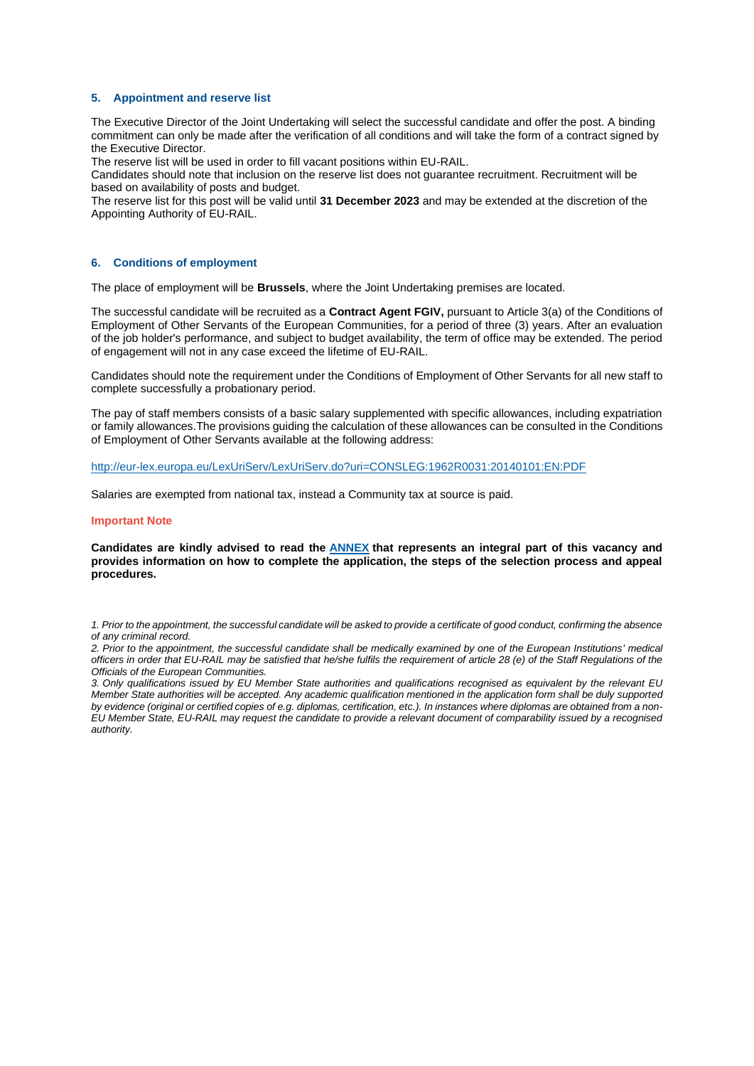## 5. Appointment and reserve list

The Executive Director of the Joint Undertaking will select the successful candidate and offer the post. A binding commitment can only be made after the verification of all conditions and will take the form of a contract signed by the Executive Director.
The reserve list will be used in order to fill vacant positions within EU-RAIL.
Candidates should note that inclusion on the reserve list does not guarantee recruitment. Recruitment will be based on availability of posts and budget.
The reserve list for this post will be valid until **31 December 2023** and may be extended at the discretion of the Appointing Authority of EU-RAIL.

## 6. Conditions of employment

The place of employment will be **Brussels**, where the Joint Undertaking premises are located.

The successful candidate will be recruited as a **Contract Agent FGIV,** pursuant to Article 3(a) of the Conditions of Employment of Other Servants of the European Communities, for a period of three (3) years. After an evaluation of the job holder's performance, and subject to budget availability, the term of office may be extended. The period of engagement will not in any case exceed the lifetime of EU-RAIL.

Candidates should note the requirement under the Conditions of Employment of Other Servants for all new staff to complete successfully a probationary period.

The pay of staff members consists of a basic salary supplemented with specific allowances, including expatriation or family allowances.The provisions guiding the calculation of these allowances can be consulted in the Conditions of Employment of Other Servants available at the following address:

http://eur-lex.europa.eu/LexUriServ/LexUriServ.do?uri=CONSLEG:1962R0031:20140101:EN:PDF

Salaries are exempted from national tax, instead a Community tax at source is paid.

**Important Note**

**Candidates are kindly advised to read the ANNEX that represents an integral part of this vacancy and provides information on how to complete the application, the steps of the selection process and appeal procedures.**

*1. Prior to the appointment, the successful candidate will be asked to provide a certificate of good conduct, confirming the absence of any criminal record.*

*2. Prior to the appointment, the successful candidate shall be medically examined by one of the European Institutions' medical officers in order that EU-RAIL may be satisfied that he/she fulfils the requirement of article 28 (e) of the Staff Regulations of the Officials of the European Communities.*

*3. Only qualifications issued by EU Member State authorities and qualifications recognised as equivalent by the relevant EU Member State authorities will be accepted. Any academic qualification mentioned in the application form shall be duly supported by evidence (original or certified copies of e.g. diplomas, certification, etc.). In instances where diplomas are obtained from a non-EU Member State, EU-RAIL may request the candidate to provide a relevant document of comparability issued by a recognised authority.*